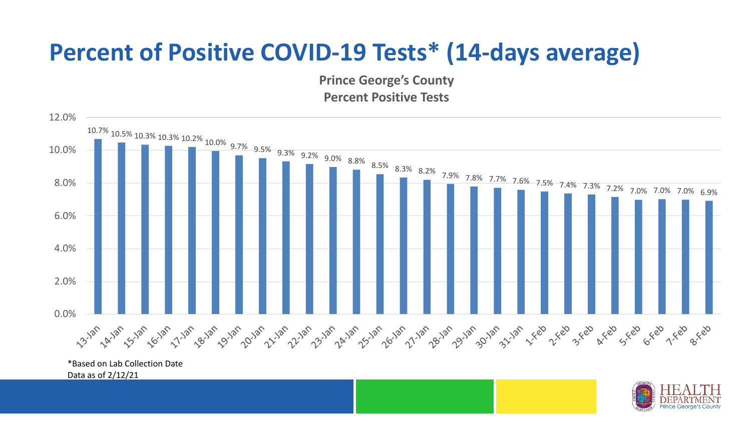# Percent of Positive COVID-19 Tests* (14-days average)

**Prince George's County**
**Percent Positive Tests**

| Date | Percent Positive |
|---|---|
| 13-Jan | 10.7% |
| 14-Jan | 10.5% |
| 15-Jan | 10.3% |
| 16-Jan | 10.3% |
| 17-Jan | 10.2% |
| 18-Jan | 10.0% |
| 19-Jan | 9.7% |
| 20-Jan | 9.5% |
| 21-Jan | 9.3% |
| 22-Jan | 9.2% |
| 23-Jan | 9.0% |
| 24-Jan | 8.8% |
| 25-Jan | 8.5% |
| 26-Jan | 8.3% |
| 27-Jan | 8.2% |
| 28-Jan | 7.9% |
| 29-Jan | 7.8% |
| 30-Jan | 7.7% |
| 31-Jan | 7.6% |
| 1-Feb | 7.5% |
| 2-Feb | 7.4% |
| 3-Feb | 7.3% |
| 4-Feb | 7.2% |
| 5-Feb | 7.0% |
| 6-Feb | 7.0% |
| 7-Feb | 7.0% |
| 8-Feb | 6.9% |

*Based on Lab Collection Date
Data as of 2/12/21

HEALTH DEPARTMENT Prince George's County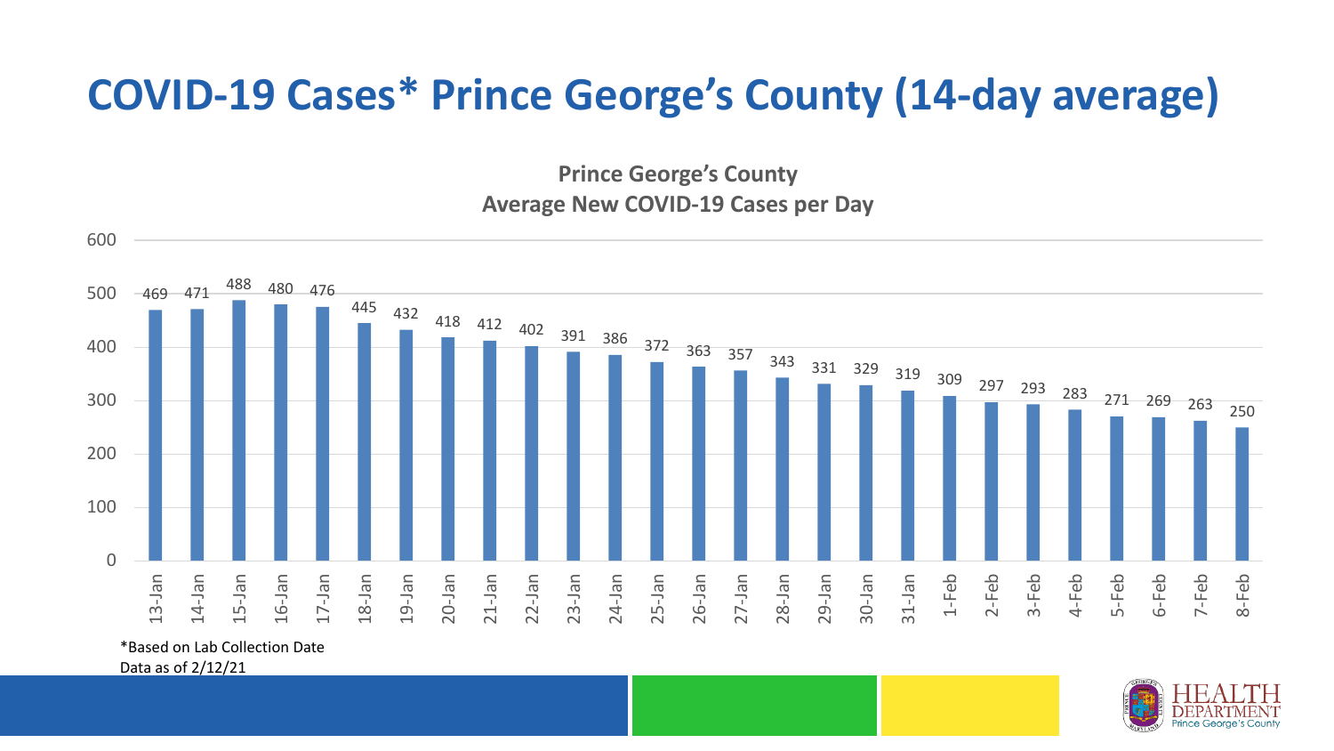# COVID-19 Cases* Prince George's County (14-day average)

**Prince George's County**
**Average New COVID-19 Cases per Day**

| Date | Average New Cases per Day |
|---|---|
| 13-Jan | 469 |
| 14-Jan | 471 |
| 15-Jan | 488 |
| 16-Jan | 480 |
| 17-Jan | 476 |
| 18-Jan | 445 |
| 19-Jan | 432 |
| 20-Jan | 418 |
| 21-Jan | 412 |
| 22-Jan | 402 |
| 23-Jan | 391 |
| 24-Jan | 386 |
| 25-Jan | 372 |
| 26-Jan | 363 |
| 27-Jan | 357 |
| 28-Jan | 343 |
| 29-Jan | 331 |
| 30-Jan | 329 |
| 31-Jan | 319 |
| 1-Feb | 309 |
| 2-Feb | 297 |
| 3-Feb | 293 |
| 4-Feb | 283 |
| 5-Feb | 271 |
| 6-Feb | 269 |
| 7-Feb | 263 |
| 8-Feb | 250 |

*Based on Lab Collection Date
Data as of 2/12/21

HEALTH DEPARTMENT Prince George's County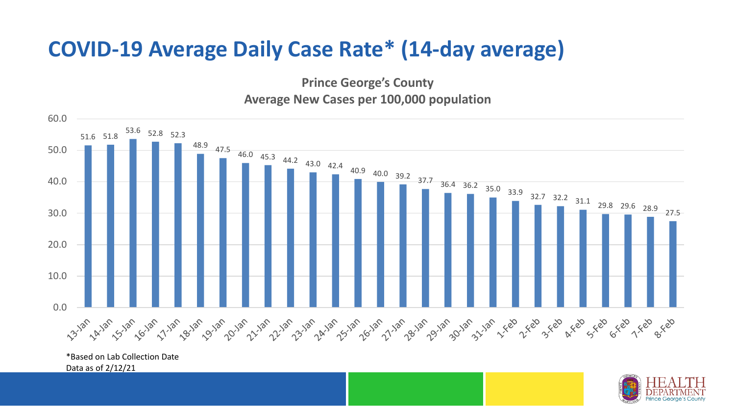# COVID-19 Average Daily Case Rate* (14-day average)

**Prince George's County**
**Average New Cases per 100,000 population**

60.0
50.0
40.0
30.0
20.0
10.0
0.0

51.6 51.8 53.6 52.8 52.3 48.9 47.5 46.0 45.3 44.2 43.0 42.4 40.9 40.0 39.2 37.7 36.4 36.2 35.0 33.9 32.7 32.2 31.1 29.8 29.6 28.9 27.5

13-Jan 14-Jan 15-Jan 16-Jan 17-Jan 18-Jan 19-Jan 20-Jan 21-Jan 22-Jan 23-Jan 24-Jan 25-Jan 26-Jan 27-Jan 28-Jan 29-Jan 30-Jan 31-Jan 1-Feb 2-Feb 3-Feb 4-Feb 5-Feb 6-Feb 7-Feb 8-Feb

*Based on Lab Collection Date
Data as of 2/12/21

HEALTH DEPARTMENT
Prince George's County